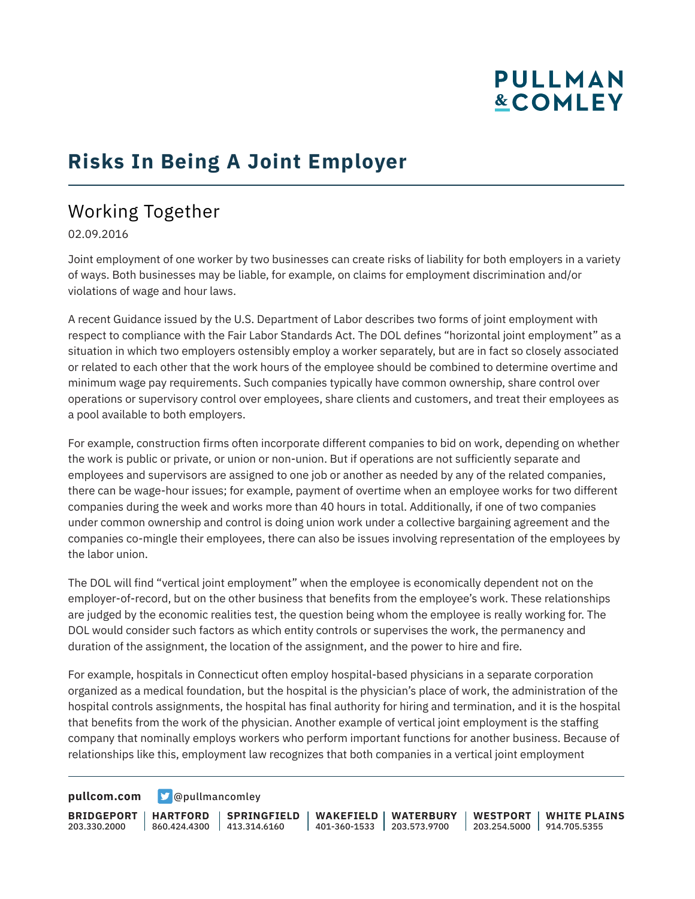# Risks In Being A Joint Employer

## Working Together

02.09.2016

Joint employment of one worker by two businesses can create risks of liability for both employers in a variety of ways. Both businesses may be liable, for example, on claims for employment discrimination and/or violations of wage and hour laws.

A recent Guidance issued by the U.S. Department of Labor describes two forms of joint employment with respect to compliance with the Fair Labor Standards Act. The DOL defines "horizontal joint employment" as a situation in which two employers ostensibly employ a worker separately, but are in fact so closely associated or related to each other that the work hours of the employee should be combined to determine overtime and minimum wage pay requirements. Such companies typically have common ownership, share control over operations or supervisory control over employees, share clients and customers, and treat their employees as a pool available to both employers.

For example, construction firms often incorporate different companies to bid on work, depending on whether the work is public or private, or union or non-union. But if operations are not sufficiently separate and employees and supervisors are assigned to one job or another as needed by any of the related companies, there can be wage-hour issues; for example, payment of overtime when an employee works for two different companies during the week and works more than 40 hours in total. Additionally, if one of two companies under common ownership and control is doing union work under a collective bargaining agreement and the companies co-mingle their employees, there can also be issues involving representation of the employees by the labor union.

The DOL will find "vertical joint employment" when the employee is economically dependent not on the employer-of-record, but on the other business that benefits from the employee's work. These relationships are judged by the economic realities test, the question being whom the employee is really working for. The DOL would consider such factors as which entity controls or supervises the work, the permanency and duration of the assignment, the location of the assignment, and the power to hire and fire.

For example, hospitals in Connecticut often employ hospital-based physicians in a separate corporation organized as a medical foundation, but the hospital is the physician's place of work, the administration of the hospital controls assignments, the hospital has final authority for hiring and termination, and it is the hospital that benefits from the work of the physician. Another example of vertical joint employment is the staffing company that nominally employs workers who perform important functions for another business. Because of relationships like this, employment law recognizes that both companies in a vertical joint employment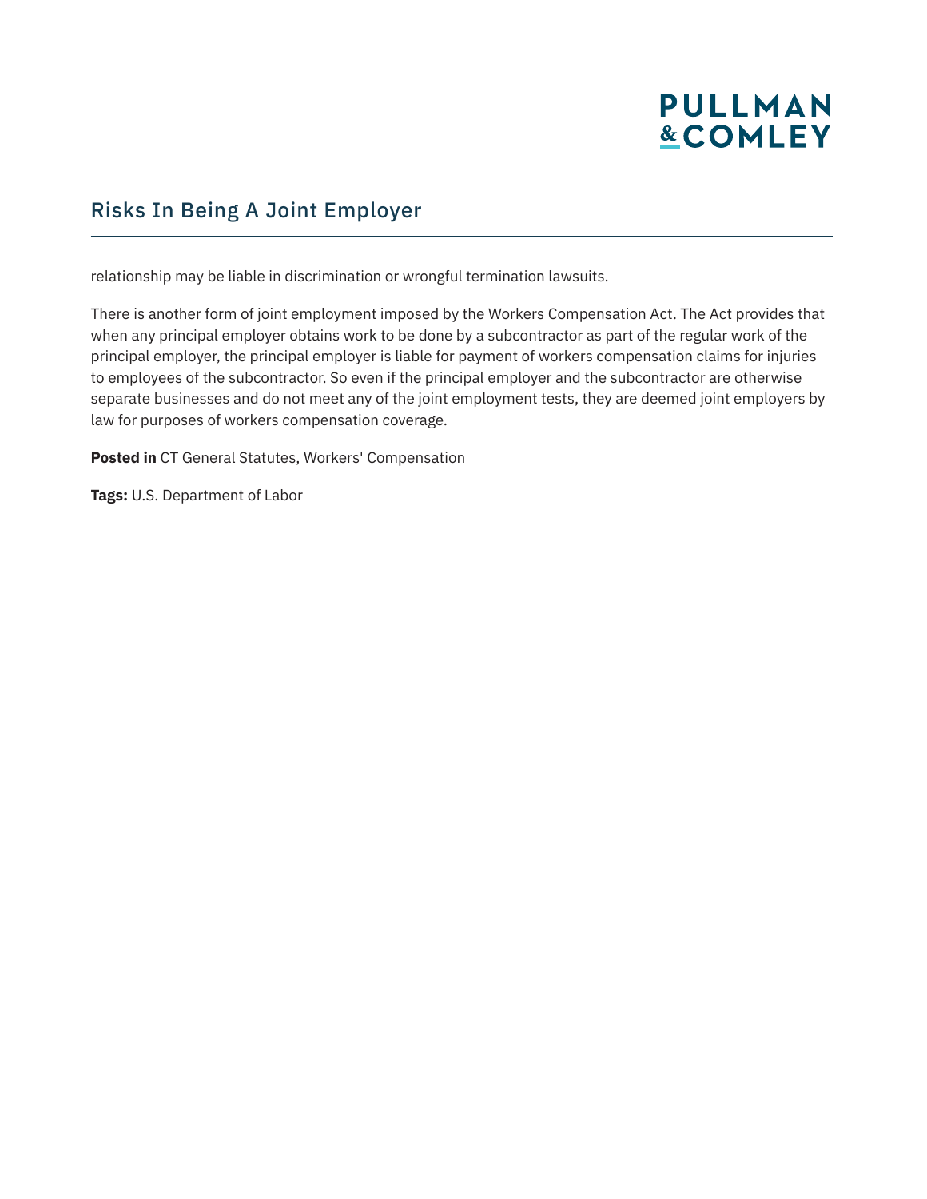relationship may be liable in discrimination or wrongful termination lawsuits.

There is another form of joint employment imposed by the Workers Compensation Act. The Act provides that when any principal employer obtains work to be done by a subcontractor as part of the regular work of the principal employer, the principal employer is liable for payment of workers compensation claims for injuries to employees of the subcontractor. So even if the principal employer and the subcontractor are otherwise separate businesses and do not meet any of the joint employment tests, they are deemed joint employers by law for purposes of workers compensation coverage.

**Posted in** CT General Statutes, Workers' Compensation

**Tags:** U.S. Department of Labor